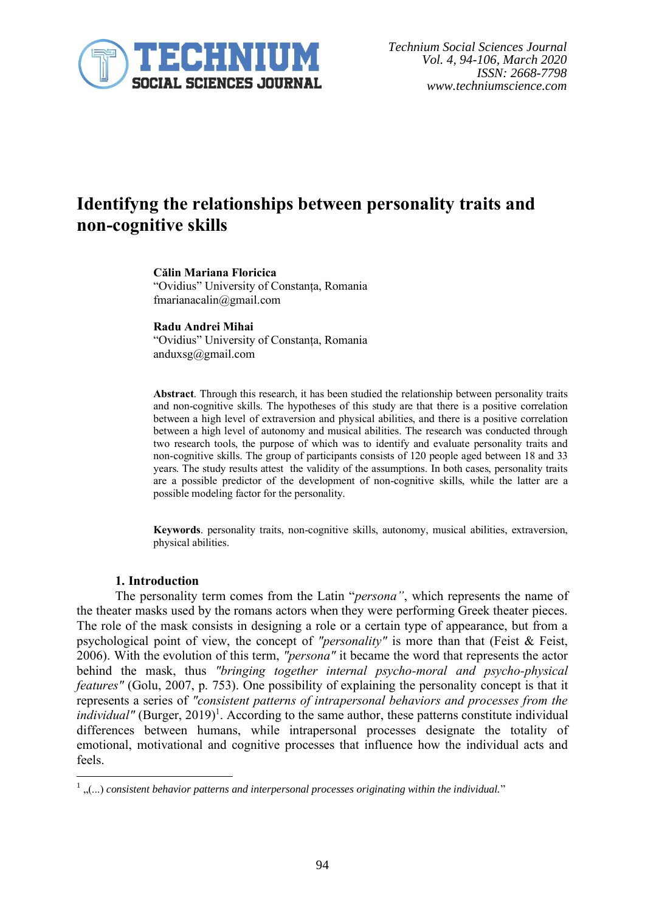# Identifyng the relationships between personality traits and non-cognitive skills

**Călin Mariana Floricica**
"Ovidius" University of Constanța, Romania
fmarianacalin@gmail.com

**Radu Andrei Mihai**
"Ovidius" University of Constanța, Romania
anduxsg@gmail.com

**Abstract**. Through this research, it has been studied the relationship between personality traits and non-cognitive skills. The hypotheses of this study are that there is a positive correlation between a high level of extraversion and physical abilities, and there is a positive correlation between a high level of autonomy and musical abilities. The research was conducted through two research tools, the purpose of which was to identify and evaluate personality traits and non-cognitive skills. The group of participants consists of 120 people aged between 18 and 33 years. The study results attest the validity of the assumptions. In both cases, personality traits are a possible predictor of the development of non-cognitive skills, while the latter are a possible modeling factor for the personality.

**Keywords**. personality traits, non-cognitive skills, autonomy, musical abilities, extraversion, physical abilities.

## 1. Introduction

The personality term comes from the Latin "*persona"*, which represents the name of the theater masks used by the romans actors when they were performing Greek theater pieces. The role of the mask consists in designing a role or a certain type of appearance, but from a psychological point of view, the concept of *"personality"* is more than that (Feist & Feist, 2006). With the evolution of this term, *"persona"* it became the word that represents the actor behind the mask, thus *"bringing together internal psycho-moral and psycho-physical features"* (Golu, 2007, p. 753). One possibility of explaining the personality concept is that it represents a series of *"consistent patterns of intrapersonal behaviors and processes from the individual"* (Burger, 2019)[1]. According to the same author, these patterns constitute individual differences between humans, while intrapersonal processes designate the totality of emotional, motivational and cognitive processes that influence how the individual acts and feels.

[1] „*(...) consistent behavior patterns and interpersonal processes originating within the individual.*"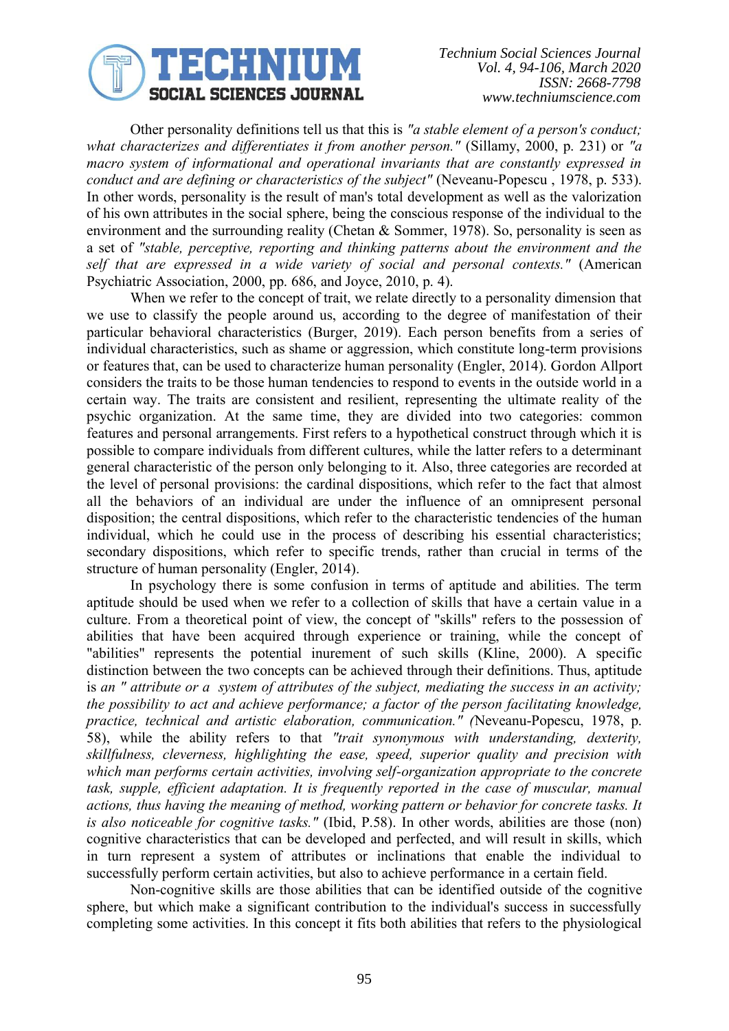Other personality definitions tell us that this is *"a stable element of a person's conduct; what characterizes and differentiates it from another person."* (Sillamy, 2000, p. 231) or *"a macro system of informational and operational invariants that are constantly expressed in conduct and are defining or characteristics of the subject"* (Neveanu-Popescu , 1978, p. 533). In other words, personality is the result of man's total development as well as the valorization of his own attributes in the social sphere, being the conscious response of the individual to the environment and the surrounding reality (Chetan & Sommer, 1978). So, personality is seen as a set of *"stable, perceptive, reporting and thinking patterns about the environment and the self that are expressed in a wide variety of social and personal contexts."* (American Psychiatric Association, 2000, pp. 686, and Joyce, 2010, p. 4).

When we refer to the concept of trait, we relate directly to a personality dimension that we use to classify the people around us, according to the degree of manifestation of their particular behavioral characteristics (Burger, 2019). Each person benefits from a series of individual characteristics, such as shame or aggression, which constitute long-term provisions or features that, can be used to characterize human personality (Engler, 2014). Gordon Allport considers the traits to be those human tendencies to respond to events in the outside world in a certain way. The traits are consistent and resilient, representing the ultimate reality of the psychic organization. At the same time, they are divided into two categories: common features and personal arrangements. First refers to a hypothetical construct through which it is possible to compare individuals from different cultures, while the latter refers to a determinant general characteristic of the person only belonging to it. Also, three categories are recorded at the level of personal provisions: the cardinal dispositions, which refer to the fact that almost all the behaviors of an individual are under the influence of an omnipresent personal disposition; the central dispositions, which refer to the characteristic tendencies of the human individual, which he could use in the process of describing his essential characteristics; secondary dispositions, which refer to specific trends, rather than crucial in terms of the structure of human personality (Engler, 2014).

In psychology there is some confusion in terms of aptitude and abilities. The term aptitude should be used when we refer to a collection of skills that have a certain value in a culture. From a theoretical point of view, the concept of "skills" refers to the possession of abilities that have been acquired through experience or training, while the concept of "abilities" represents the potential inurement of such skills (Kline, 2000). A specific distinction between the two concepts can be achieved through their definitions. Thus, aptitude is an *" attribute or a system of attributes of the subject, mediating the success in an activity; the possibility to act and achieve performance; a factor of the person facilitating knowledge, practice, technical and artistic elaboration, communication." (*Neveanu-Popescu, 1978, p. 58), while the ability refers to that *"trait synonymous with understanding, dexterity, skillfulness, cleverness, highlighting the ease, speed, superior quality and precision with which man performs certain activities, involving self-organization appropriate to the concrete task, supple, efficient adaptation. It is frequently reported in the case of muscular, manual actions, thus having the meaning of method, working pattern or behavior for concrete tasks. It is also noticeable for cognitive tasks."* (Ibid, P.58). In other words, abilities are those (non) cognitive characteristics that can be developed and perfected, and will result in skills, which in turn represent a system of attributes or inclinations that enable the individual to successfully perform certain activities, but also to achieve performance in a certain field.

Non-cognitive skills are those abilities that can be identified outside of the cognitive sphere, but which make a significant contribution to the individual's success in successfully completing some activities. In this concept it fits both abilities that refers to the physiological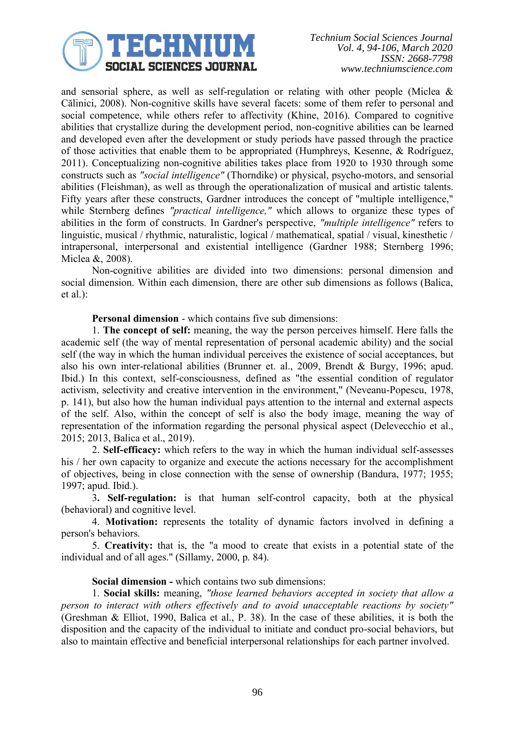and sensorial sphere, as well as self-regulation or relating with other people (Miclea & Călinici, 2008). Non-cognitive skills have several facets: some of them refer to personal and social competence, while others refer to affectivity (Khine, 2016). Compared to cognitive abilities that crystallize during the development period, non-cognitive abilities can be learned and developed even after the development or study periods have passed through the practice of those activities that enable them to be appropriated (Humphreys, Kesenne, & Rodríguez, 2011). Conceptualizing non-cognitive abilities takes place from 1920 to 1930 through some constructs such as *"social intelligence"* (Thorndike) or physical, psycho-motors, and sensorial abilities (Fleishman), as well as through the operationalization of musical and artistic talents. Fifty years after these constructs, Gardner introduces the concept of "multiple intelligence," while Sternberg defines *"practical intelligence,"* which allows to organize these types of abilities in the form of constructs. In Gardner's perspective, *"multiple intelligence"* refers to linguistic, musical / rhythmic, naturalistic, logical / mathematical, spatial / visual, kinesthetic / intrapersonal, interpersonal and existential intelligence (Gardner 1988; Sternberg 1996; Miclea &, 2008).

Non-cognitive abilities are divided into two dimensions: personal dimension and social dimension. Within each dimension, there are other sub dimensions as follows (Balica, et al.):

**Personal dimension** - which contains five sub dimensions:

1. **The concept of self:** meaning, the way the person perceives himself. Here falls the academic self (the way of mental representation of personal academic ability) and the social self (the way in which the human individual perceives the existence of social acceptances, but also his own inter-relational abilities (Brunner et. al., 2009, Brendt & Burgy, 1996; apud. Ibid.) In this context, self-consciousness, defined as "the essential condition of regulator activism, selectivity and creative intervention in the environment," (Neveanu-Popescu, 1978, p. 141), but also how the human individual pays attention to the internal and external aspects of the self. Also, within the concept of self is also the body image, meaning the way of representation of the information regarding the personal physical aspect (Delevecchio et al., 2015; 2013, Balica et al., 2019).

2. **Self-efficacy:** which refers to the way in which the human individual self-assesses his / her own capacity to organize and execute the actions necessary for the accomplishment of objectives, being in close connection with the sense of ownership (Bandura, 1977; 1955; 1997; apud. Ibid.).

3**. Self-regulation:** is that human self-control capacity, both at the physical (behavioral) and cognitive level.

4. **Motivation:** represents the totality of dynamic factors involved in defining a person's behaviors.

5. **Creativity:** that is, the "a mood to create that exists in a potential state of the individual and of all ages." (Sillamy, 2000, p. 84).

**Social dimension -** which contains two sub dimensions:

1. **Social skills:** meaning, *"those learned behaviors accepted in society that allow a person to interact with others effectively and to avoid unacceptable reactions by society"* (Greshman & Elliot, 1990, Balica et al., P. 38). In the case of these abilities, it is both the disposition and the capacity of the individual to initiate and conduct pro-social behaviors, but also to maintain effective and beneficial interpersonal relationships for each partner involved.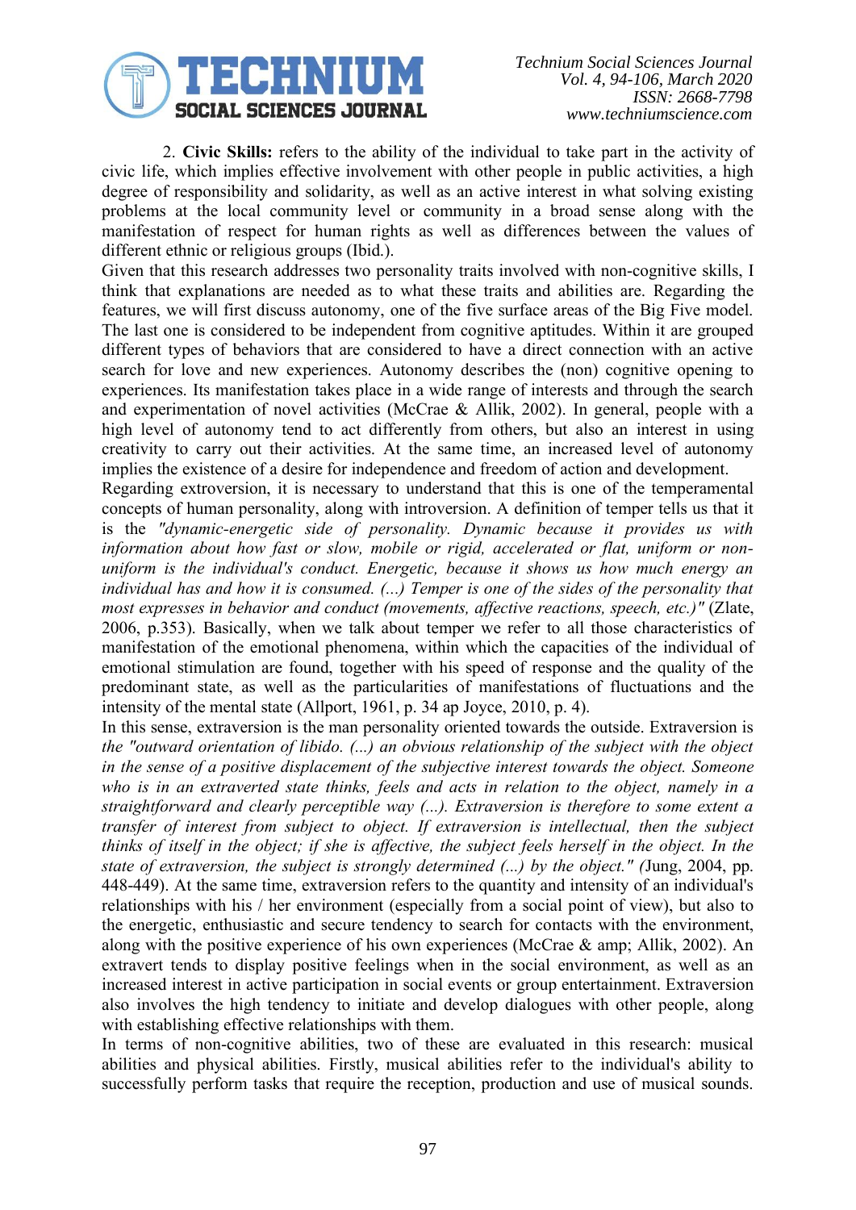2. **Civic Skills:** refers to the ability of the individual to take part in the activity of civic life, which implies effective involvement with other people in public activities, a high degree of responsibility and solidarity, as well as an active interest in what solving existing problems at the local community level or community in a broad sense along with the manifestation of respect for human rights as well as differences between the values of different ethnic or religious groups (Ibid.).

Given that this research addresses two personality traits involved with non-cognitive skills, I think that explanations are needed as to what these traits and abilities are. Regarding the features, we will first discuss autonomy, one of the five surface areas of the Big Five model. The last one is considered to be independent from cognitive aptitudes. Within it are grouped different types of behaviors that are considered to have a direct connection with an active search for love and new experiences. Autonomy describes the (non) cognitive opening to experiences. Its manifestation takes place in a wide range of interests and through the search and experimentation of novel activities (McCrae & Allik, 2002). In general, people with a high level of autonomy tend to act differently from others, but also an interest in using creativity to carry out their activities. At the same time, an increased level of autonomy implies the existence of a desire for independence and freedom of action and development.

Regarding extroversion, it is necessary to understand that this is one of the temperamental concepts of human personality, along with introversion. A definition of temper tells us that it is the *"dynamic-energetic side of personality. Dynamic because it provides us with information about how fast or slow, mobile or rigid, accelerated or flat, uniform or non-uniform is the individual's conduct. Energetic, because it shows us how much energy an individual has and how it is consumed. (...) Temper is one of the sides of the personality that most expresses in behavior and conduct (movements, affective reactions, speech, etc.)"* (Zlate, 2006, p.353). Basically, when we talk about temper we refer to all those characteristics of manifestation of the emotional phenomena, within which the capacities of the individual of emotional stimulation are found, together with his speed of response and the quality of the predominant state, as well as the particularities of manifestations of fluctuations and the intensity of the mental state (Allport, 1961, p. 34 ap Joyce, 2010, p. 4).

In this sense, extraversion is the man personality oriented towards the outside. Extraversion is *the "outward orientation of libido. (...) an obvious relationship of the subject with the object in the sense of a positive displacement of the subjective interest towards the object. Someone who is in an extraverted state thinks, feels and acts in relation to the object, namely in a straightforward and clearly perceptible way (...). Extraversion is therefore to some extent a transfer of interest from subject to object. If extraversion is intellectual, then the subject thinks of itself in the object; if she is affective, the subject feels herself in the object. In the state of extraversion, the subject is strongly determined (...) by the object." (*Jung, 2004, pp. 448-449). At the same time, extraversion refers to the quantity and intensity of an individual's relationships with his / her environment (especially from a social point of view), but also to the energetic, enthusiastic and secure tendency to search for contacts with the environment, along with the positive experience of his own experiences (McCrae & amp; Allik, 2002). An extravert tends to display positive feelings when in the social environment, as well as an increased interest in active participation in social events or group entertainment. Extraversion also involves the high tendency to initiate and develop dialogues with other people, along with establishing effective relationships with them.

In terms of non-cognitive abilities, two of these are evaluated in this research: musical abilities and physical abilities. Firstly, musical abilities refer to the individual's ability to successfully perform tasks that require the reception, production and use of musical sounds.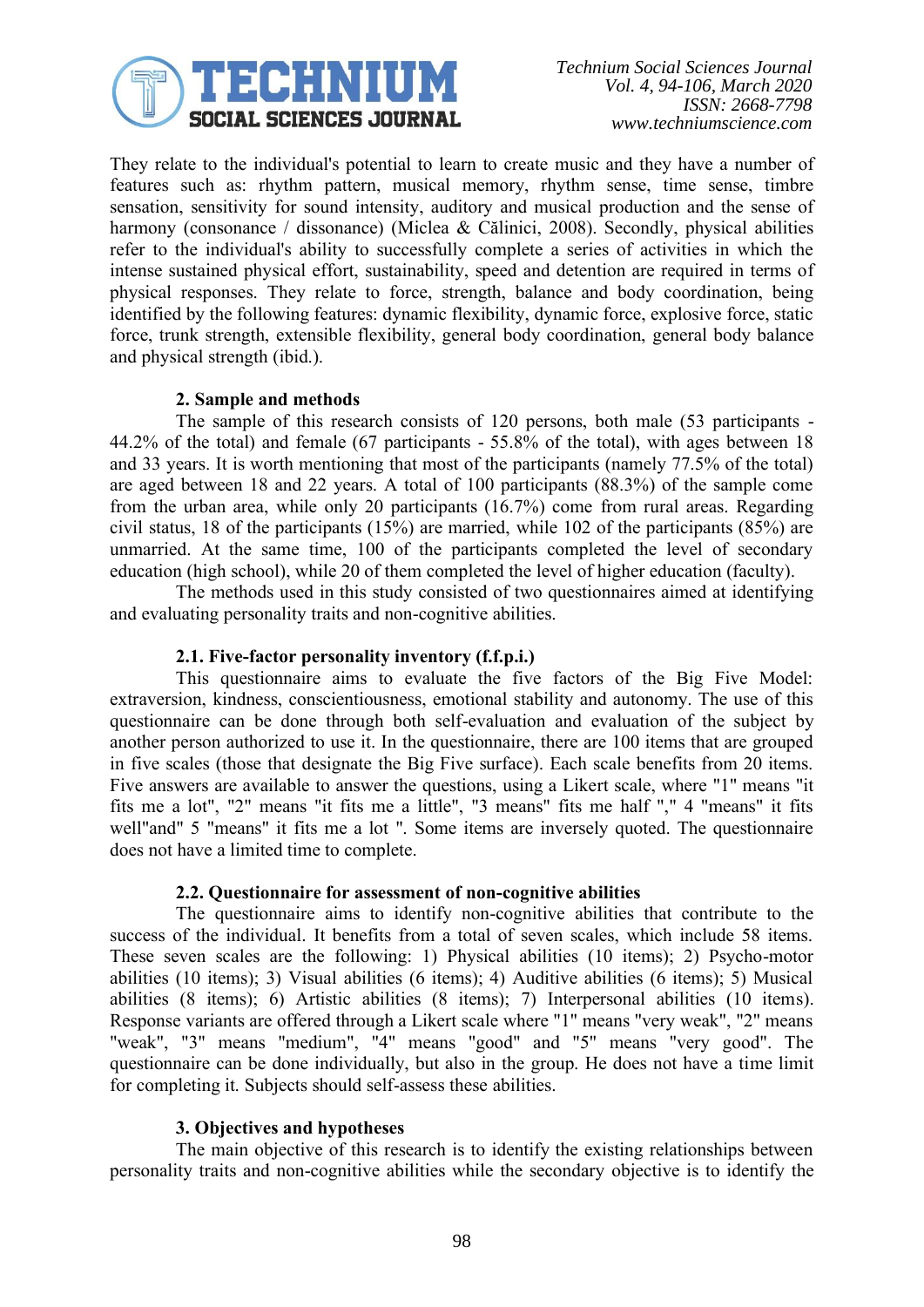They relate to the individual's potential to learn to create music and they have a number of features such as: rhythm pattern, musical memory, rhythm sense, time sense, timbre sensation, sensitivity for sound intensity, auditory and musical production and the sense of harmony (consonance / dissonance) (Miclea & Călinici, 2008). Secondly, physical abilities refer to the individual's ability to successfully complete a series of activities in which the intense sustained physical effort, sustainability, speed and detention are required in terms of physical responses. They relate to force, strength, balance and body coordination, being identified by the following features: dynamic flexibility, dynamic force, explosive force, static force, trunk strength, extensible flexibility, general body coordination, general body balance and physical strength (ibid.).

## 2. Sample and methods

The sample of this research consists of 120 persons, both male (53 participants - 44.2% of the total) and female (67 participants - 55.8% of the total), with ages between 18 and 33 years. It is worth mentioning that most of the participants (namely 77.5% of the total) are aged between 18 and 22 years. A total of 100 participants (88.3%) of the sample come from the urban area, while only 20 participants (16.7%) come from rural areas. Regarding civil status, 18 of the participants (15%) are married, while 102 of the participants (85%) are unmarried. At the same time, 100 of the participants completed the level of secondary education (high school), while 20 of them completed the level of higher education (faculty).

The methods used in this study consisted of two questionnaires aimed at identifying and evaluating personality traits and non-cognitive abilities.

### 2.1. Five-factor personality inventory (f.f.p.i.)

This questionnaire aims to evaluate the five factors of the Big Five Model: extraversion, kindness, conscientiousness, emotional stability and autonomy. The use of this questionnaire can be done through both self-evaluation and evaluation of the subject by another person authorized to use it. In the questionnaire, there are 100 items that are grouped in five scales (those that designate the Big Five surface). Each scale benefits from 20 items. Five answers are available to answer the questions, using a Likert scale, where "1" means "it fits me a lot", "2" means "it fits me a little", "3 means" fits me half "," 4 "means" it fits well"and" 5 "means" it fits me a lot ". Some items are inversely quoted. The questionnaire does not have a limited time to complete.

### 2.2. Questionnaire for assessment of non-cognitive abilities

The questionnaire aims to identify non-cognitive abilities that contribute to the success of the individual. It benefits from a total of seven scales, which include 58 items. These seven scales are the following: 1) Physical abilities (10 items); 2) Psycho-motor abilities (10 items); 3) Visual abilities (6 items); 4) Auditive abilities (6 items); 5) Musical abilities (8 items); 6) Artistic abilities (8 items); 7) Interpersonal abilities (10 items). Response variants are offered through a Likert scale where "1" means "very weak", "2" means "weak", "3" means "medium", "4" means "good" and "5" means "very good". The questionnaire can be done individually, but also in the group. He does not have a time limit for completing it. Subjects should self-assess these abilities.

## 3. Objectives and hypotheses

The main objective of this research is to identify the existing relationships between personality traits and non-cognitive abilities while the secondary objective is to identify the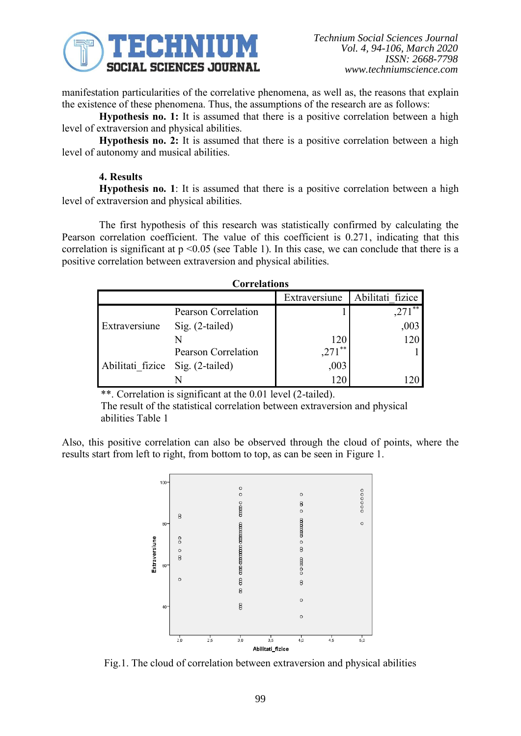manifestation particularities of the correlative phenomena, as well as, the reasons that explain the existence of these phenomena. Thus, the assumptions of the research are as follows:

**Hypothesis no. 1:** It is assumed that there is a positive correlation between a high level of extraversion and physical abilities.

**Hypothesis no. 2:** It is assumed that there is a positive correlation between a high level of autonomy and musical abilities.

## 4. Results

**Hypothesis no. 1**: It is assumed that there is a positive correlation between a high level of extraversion and physical abilities.

The first hypothesis of this research was statistically confirmed by calculating the Pearson correlation coefficient. The value of this coefficient is 0.271, indicating that this correlation is significant at $p < 0.05$ (see Table 1). In this case, we can conclude that there is a positive correlation between extraversion and physical abilities.

**Correlations**

| | | Extraversiune | Abilitati_fizice |
|---|---|---|---|
| Extraversiune | Pearson Correlation | 1 | ,271** |
| | Sig. (2-tailed) | | ,003 |
| | N | 120 | 120 |
| Abilitati_fizice | Pearson Correlation | ,271** | 1 |
| | Sig. (2-tailed) | ,003 | |
| | N | 120 | 120 |

**. Correlation is significant at the 0.01 level (2-tailed).

The result of the statistical correlation between extraversion and physical abilities Table 1

Also, this positive correlation can also be observed through the cloud of points, where the results start from left to right, from bottom to top, as can be seen in Figure 1.

Fig.1. The cloud of correlation between extraversion and physical abilities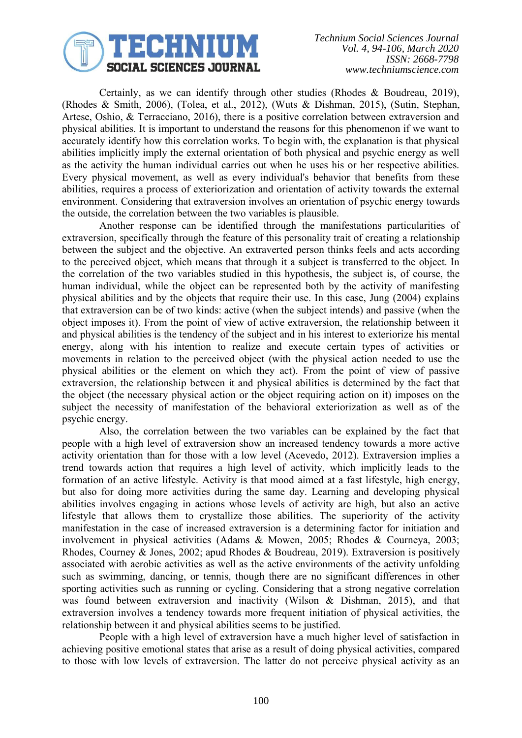Certainly, as we can identify through other studies (Rhodes & Boudreau, 2019), (Rhodes & Smith, 2006), (Tolea, et al., 2012), (Wuts & Dishman, 2015), (Sutin, Stephan, Artese, Oshio, & Terracciano, 2016), there is a positive correlation between extraversion and physical abilities. It is important to understand the reasons for this phenomenon if we want to accurately identify how this correlation works. To begin with, the explanation is that physical abilities implicitly imply the external orientation of both physical and psychic energy as well as the activity the human individual carries out when he uses his or her respective abilities. Every physical movement, as well as every individual's behavior that benefits from these abilities, requires a process of exteriorization and orientation of activity towards the external environment. Considering that extraversion involves an orientation of psychic energy towards the outside, the correlation between the two variables is plausible.

Another response can be identified through the manifestations particularities of extraversion, specifically through the feature of this personality trait of creating a relationship between the subject and the objective. An extraverted person thinks feels and acts according to the perceived object, which means that through it a subject is transferred to the object. In the correlation of the two variables studied in this hypothesis, the subject is, of course, the human individual, while the object can be represented both by the activity of manifesting physical abilities and by the objects that require their use. In this case, Jung (2004) explains that extraversion can be of two kinds: active (when the subject intends) and passive (when the object imposes it). From the point of view of active extraversion, the relationship between it and physical abilities is the tendency of the subject and in his interest to exteriorize his mental energy, along with his intention to realize and execute certain types of activities or movements in relation to the perceived object (with the physical action needed to use the physical abilities or the element on which they act). From the point of view of passive extraversion, the relationship between it and physical abilities is determined by the fact that the object (the necessary physical action or the object requiring action on it) imposes on the subject the necessity of manifestation of the behavioral exteriorization as well as of the psychic energy.

Also, the correlation between the two variables can be explained by the fact that people with a high level of extraversion show an increased tendency towards a more active activity orientation than for those with a low level (Acevedo, 2012). Extraversion implies a trend towards action that requires a high level of activity, which implicitly leads to the formation of an active lifestyle. Activity is that mood aimed at a fast lifestyle, high energy, but also for doing more activities during the same day. Learning and developing physical abilities involves engaging in actions whose levels of activity are high, but also an active lifestyle that allows them to crystallize those abilities. The superiority of the activity manifestation in the case of increased extraversion is a determining factor for initiation and involvement in physical activities (Adams & Mowen, 2005; Rhodes & Courneya, 2003; Rhodes, Courney & Jones, 2002; apud Rhodes & Boudreau, 2019). Extraversion is positively associated with aerobic activities as well as the active environments of the activity unfolding such as swimming, dancing, or tennis, though there are no significant differences in other sporting activities such as running or cycling. Considering that a strong negative correlation was found between extraversion and inactivity (Wilson & Dishman, 2015), and that extraversion involves a tendency towards more frequent initiation of physical activities, the relationship between it and physical abilities seems to be justified.

People with a high level of extraversion have a much higher level of satisfaction in achieving positive emotional states that arise as a result of doing physical activities, compared to those with low levels of extraversion. The latter do not perceive physical activity as an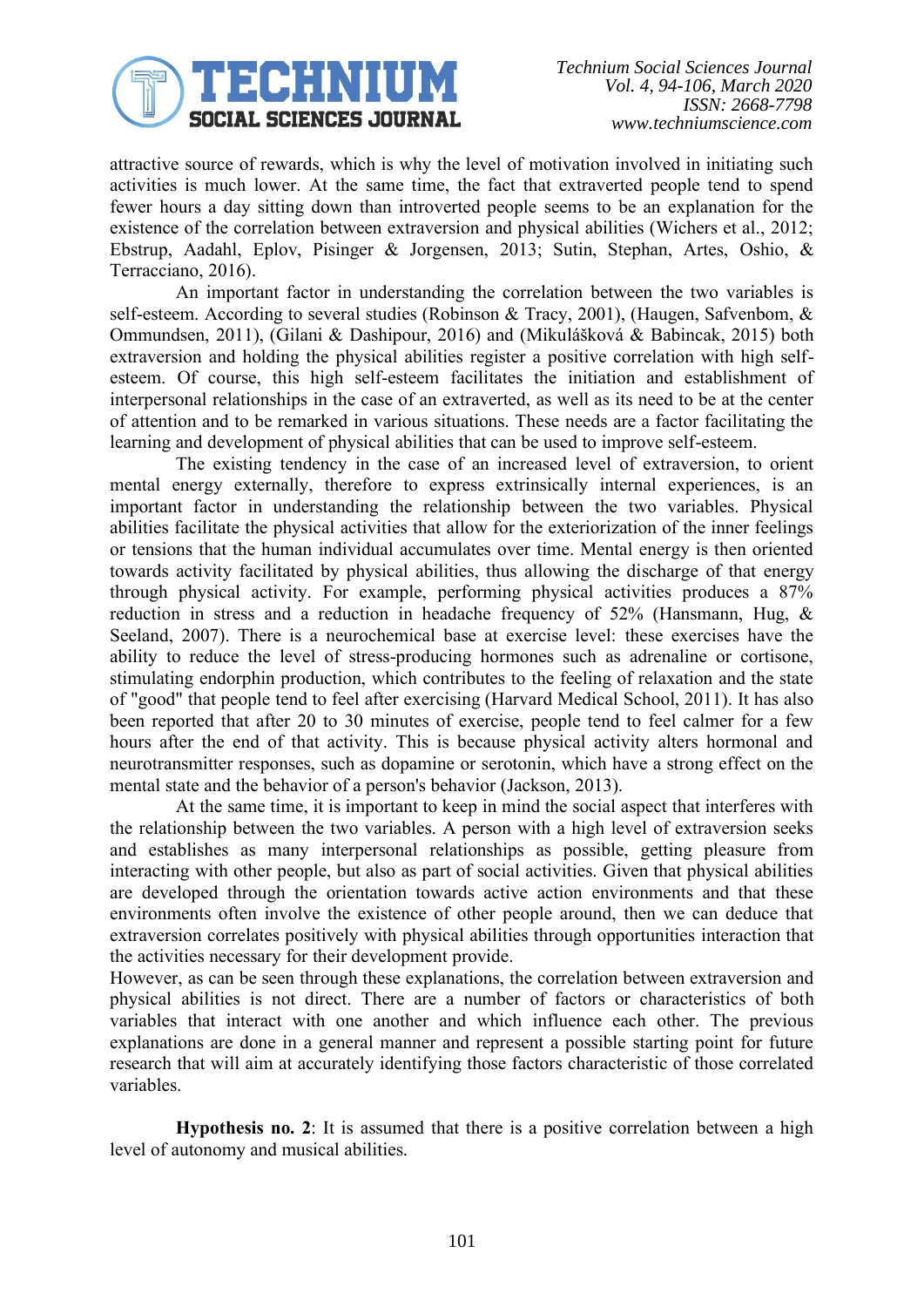attractive source of rewards, which is why the level of motivation involved in initiating such activities is much lower. At the same time, the fact that extraverted people tend to spend fewer hours a day sitting down than introverted people seems to be an explanation for the existence of the correlation between extraversion and physical abilities (Wichers et al., 2012; Ebstrup, Aadahl, Eplov, Pisinger & Jorgensen, 2013; Sutin, Stephan, Artes, Oshio, & Terracciano, 2016).

An important factor in understanding the correlation between the two variables is self-esteem. According to several studies (Robinson & Tracy, 2001), (Haugen, Safvenbom, & Ommundsen, 2011), (Gilani & Dashipour, 2016) and (Mikulášková & Babincak, 2015) both extraversion and holding the physical abilities register a positive correlation with high self-esteem. Of course, this high self-esteem facilitates the initiation and establishment of interpersonal relationships in the case of an extraverted, as well as its need to be at the center of attention and to be remarked in various situations. These needs are a factor facilitating the learning and development of physical abilities that can be used to improve self-esteem.

The existing tendency in the case of an increased level of extraversion, to orient mental energy externally, therefore to express extrinsically internal experiences, is an important factor in understanding the relationship between the two variables. Physical abilities facilitate the physical activities that allow for the exteriorization of the inner feelings or tensions that the human individual accumulates over time. Mental energy is then oriented towards activity facilitated by physical abilities, thus allowing the discharge of that energy through physical activity. For example, performing physical activities produces a 87% reduction in stress and a reduction in headache frequency of 52% (Hansmann, Hug, & Seeland, 2007). There is a neurochemical base at exercise level: these exercises have the ability to reduce the level of stress-producing hormones such as adrenaline or cortisone, stimulating endorphin production, which contributes to the feeling of relaxation and the state of "good" that people tend to feel after exercising (Harvard Medical School, 2011). It has also been reported that after 20 to 30 minutes of exercise, people tend to feel calmer for a few hours after the end of that activity. This is because physical activity alters hormonal and neurotransmitter responses, such as dopamine or serotonin, which have a strong effect on the mental state and the behavior of a person's behavior (Jackson, 2013).

At the same time, it is important to keep in mind the social aspect that interferes with the relationship between the two variables. A person with a high level of extraversion seeks and establishes as many interpersonal relationships as possible, getting pleasure from interacting with other people, but also as part of social activities. Given that physical abilities are developed through the orientation towards active action environments and that these environments often involve the existence of other people around, then we can deduce that extraversion correlates positively with physical abilities through opportunities interaction that the activities necessary for their development provide.

However, as can be seen through these explanations, the correlation between extraversion and physical abilities is not direct. There are a number of factors or characteristics of both variables that interact with one another and which influence each other. The previous explanations are done in a general manner and represent a possible starting point for future research that will aim at accurately identifying those factors characteristic of those correlated variables.

**Hypothesis no. 2**: It is assumed that there is a positive correlation between a high level of autonomy and musical abilities.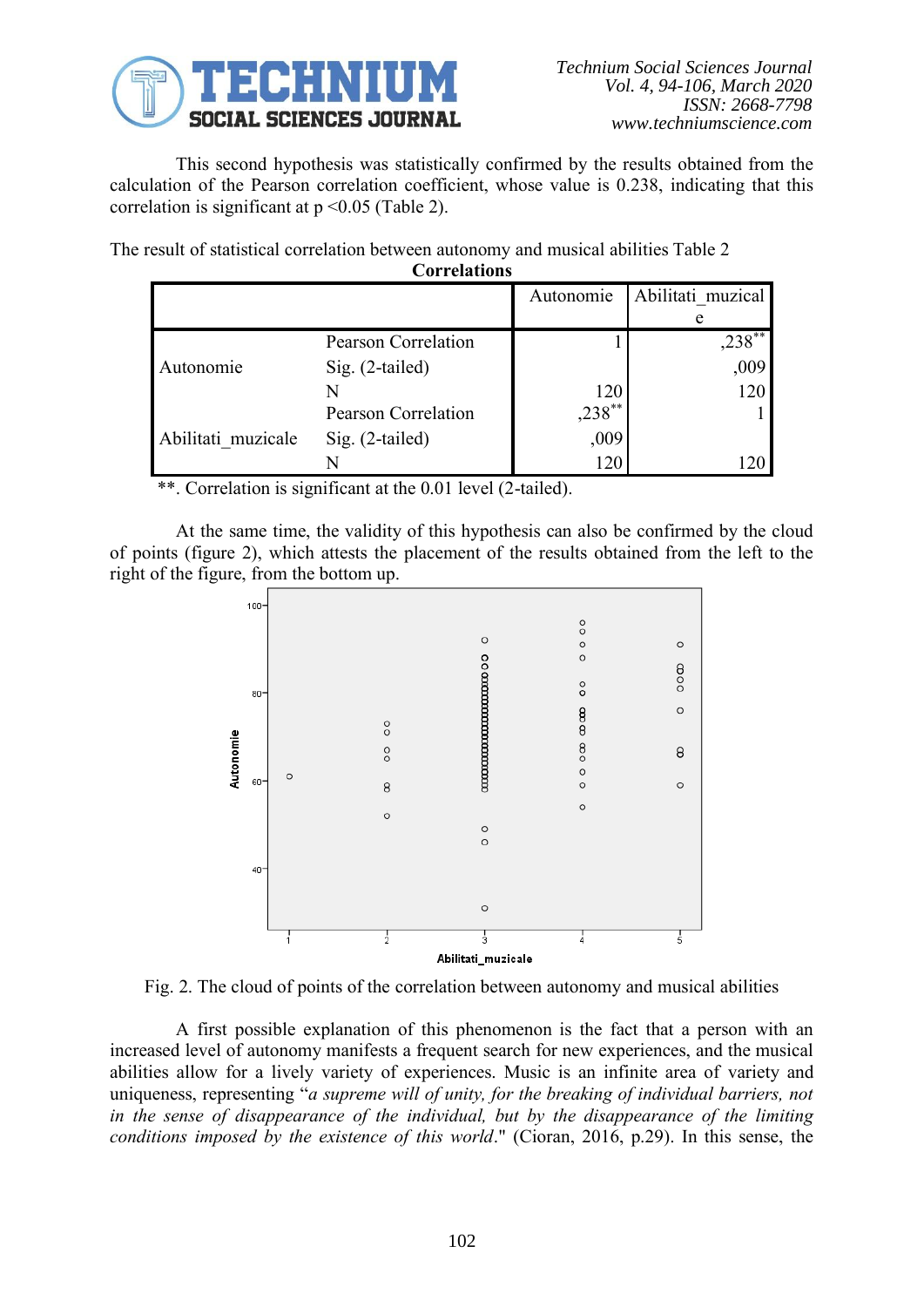This second hypothesis was statistically confirmed by the results obtained from the calculation of the Pearson correlation coefficient, whose value is 0.238, indicating that this correlation is significant at $p < 0.05$ (Table 2).

The result of statistical correlation between autonomy and musical abilities Table 2

**Correlations**

| | | Autonomie | Abilitati_muzicale |
|---|---|---|---|
| Autonomie | Pearson Correlation | 1 | ,238** |
| | Sig. (2-tailed) | | ,009 |
| | N | 120 | 120 |
| Abilitati_muzicale | Pearson Correlation | ,238** | 1 |
| | Sig. (2-tailed) | ,009 | |
| | N | 120 | 120 |

**. Correlation is significant at the 0.01 level (2-tailed).

At the same time, the validity of this hypothesis can also be confirmed by the cloud of points (figure 2), which attests the placement of the results obtained from the left to the right of the figure, from the bottom up.

Fig. 2. The cloud of points of the correlation between autonomy and musical abilities

A first possible explanation of this phenomenon is the fact that a person with an increased level of autonomy manifests a frequent search for new experiences, and the musical abilities allow for a lively variety of experiences. Music is an infinite area of variety and uniqueness, representing "*a supreme will of unity, for the breaking of individual barriers, not in the sense of disappearance of the individual, but by the disappearance of the limiting conditions imposed by the existence of this world*." (Cioran, 2016, p.29). In this sense, the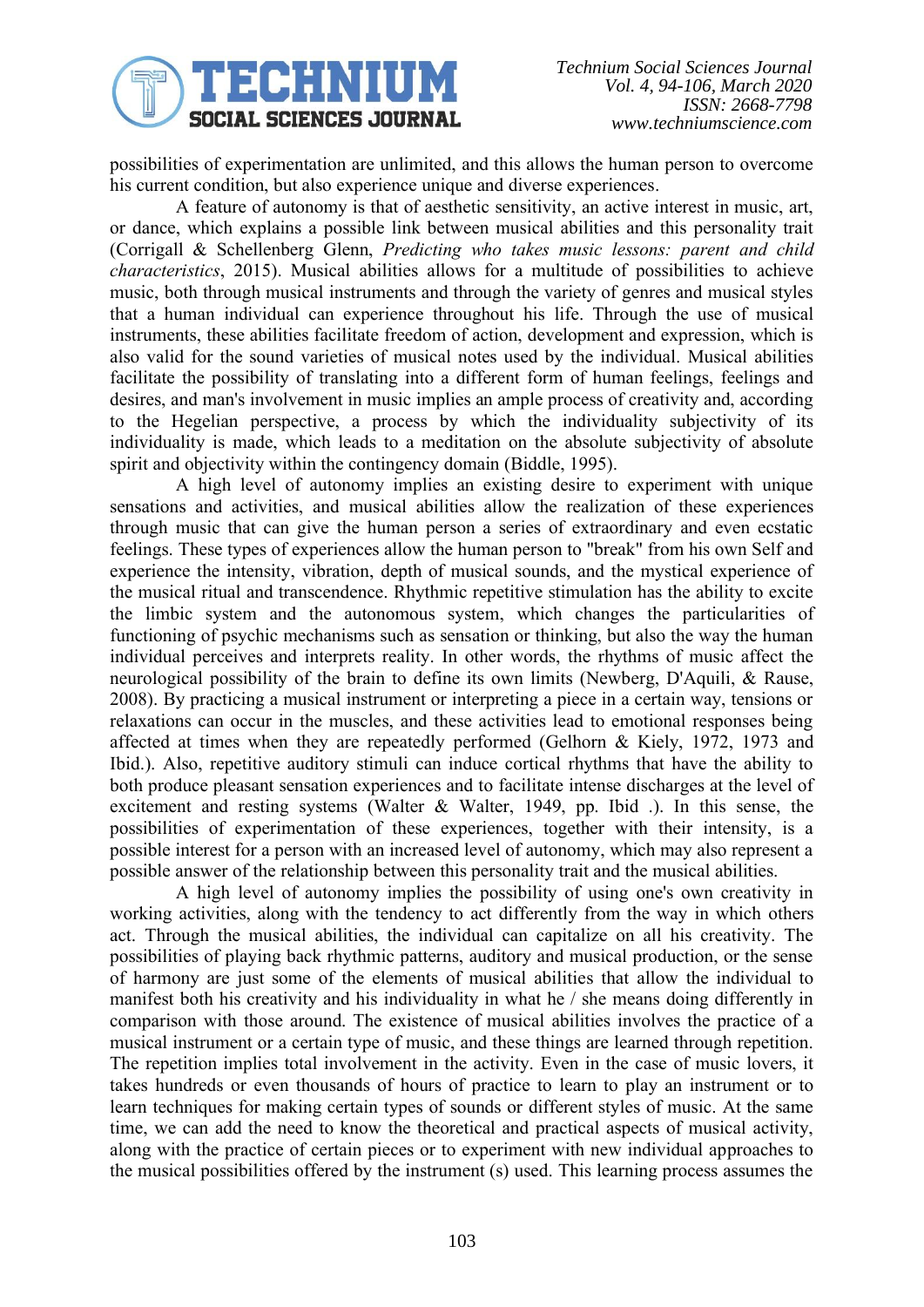possibilities of experimentation are unlimited, and this allows the human person to overcome his current condition, but also experience unique and diverse experiences.

A feature of autonomy is that of aesthetic sensitivity, an active interest in music, art, or dance, which explains a possible link between musical abilities and this personality trait (Corrigall & Schellenberg Glenn, *Predicting who takes music lessons: parent and child characteristics*, 2015). Musical abilities allows for a multitude of possibilities to achieve music, both through musical instruments and through the variety of genres and musical styles that a human individual can experience throughout his life. Through the use of musical instruments, these abilities facilitate freedom of action, development and expression, which is also valid for the sound varieties of musical notes used by the individual. Musical abilities facilitate the possibility of translating into a different form of human feelings, feelings and desires, and man's involvement in music implies an ample process of creativity and, according to the Hegelian perspective, a process by which the individuality subjectivity of its individuality is made, which leads to a meditation on the absolute subjectivity of absolute spirit and objectivity within the contingency domain (Biddle, 1995).

A high level of autonomy implies an existing desire to experiment with unique sensations and activities, and musical abilities allow the realization of these experiences through music that can give the human person a series of extraordinary and even ecstatic feelings. These types of experiences allow the human person to "break" from his own Self and experience the intensity, vibration, depth of musical sounds, and the mystical experience of the musical ritual and transcendence. Rhythmic repetitive stimulation has the ability to excite the limbic system and the autonomous system, which changes the particularities of functioning of psychic mechanisms such as sensation or thinking, but also the way the human individual perceives and interprets reality. In other words, the rhythms of music affect the neurological possibility of the brain to define its own limits (Newberg, D'Aquili, & Rause, 2008). By practicing a musical instrument or interpreting a piece in a certain way, tensions or relaxations can occur in the muscles, and these activities lead to emotional responses being affected at times when they are repeatedly performed (Gelhorn & Kiely, 1972, 1973 and Ibid.). Also, repetitive auditory stimuli can induce cortical rhythms that have the ability to both produce pleasant sensation experiences and to facilitate intense discharges at the level of excitement and resting systems (Walter & Walter, 1949, pp. Ibid .). In this sense, the possibilities of experimentation of these experiences, together with their intensity, is a possible interest for a person with an increased level of autonomy, which may also represent a possible answer of the relationship between this personality trait and the musical abilities.

A high level of autonomy implies the possibility of using one's own creativity in working activities, along with the tendency to act differently from the way in which others act. Through the musical abilities, the individual can capitalize on all his creativity. The possibilities of playing back rhythmic patterns, auditory and musical production, or the sense of harmony are just some of the elements of musical abilities that allow the individual to manifest both his creativity and his individuality in what he / she means doing differently in comparison with those around. The existence of musical abilities involves the practice of a musical instrument or a certain type of music, and these things are learned through repetition. The repetition implies total involvement in the activity. Even in the case of music lovers, it takes hundreds or even thousands of hours of practice to learn to play an instrument or to learn techniques for making certain types of sounds or different styles of music. At the same time, we can add the need to know the theoretical and practical aspects of musical activity, along with the practice of certain pieces or to experiment with new individual approaches to the musical possibilities offered by the instrument (s) used. This learning process assumes the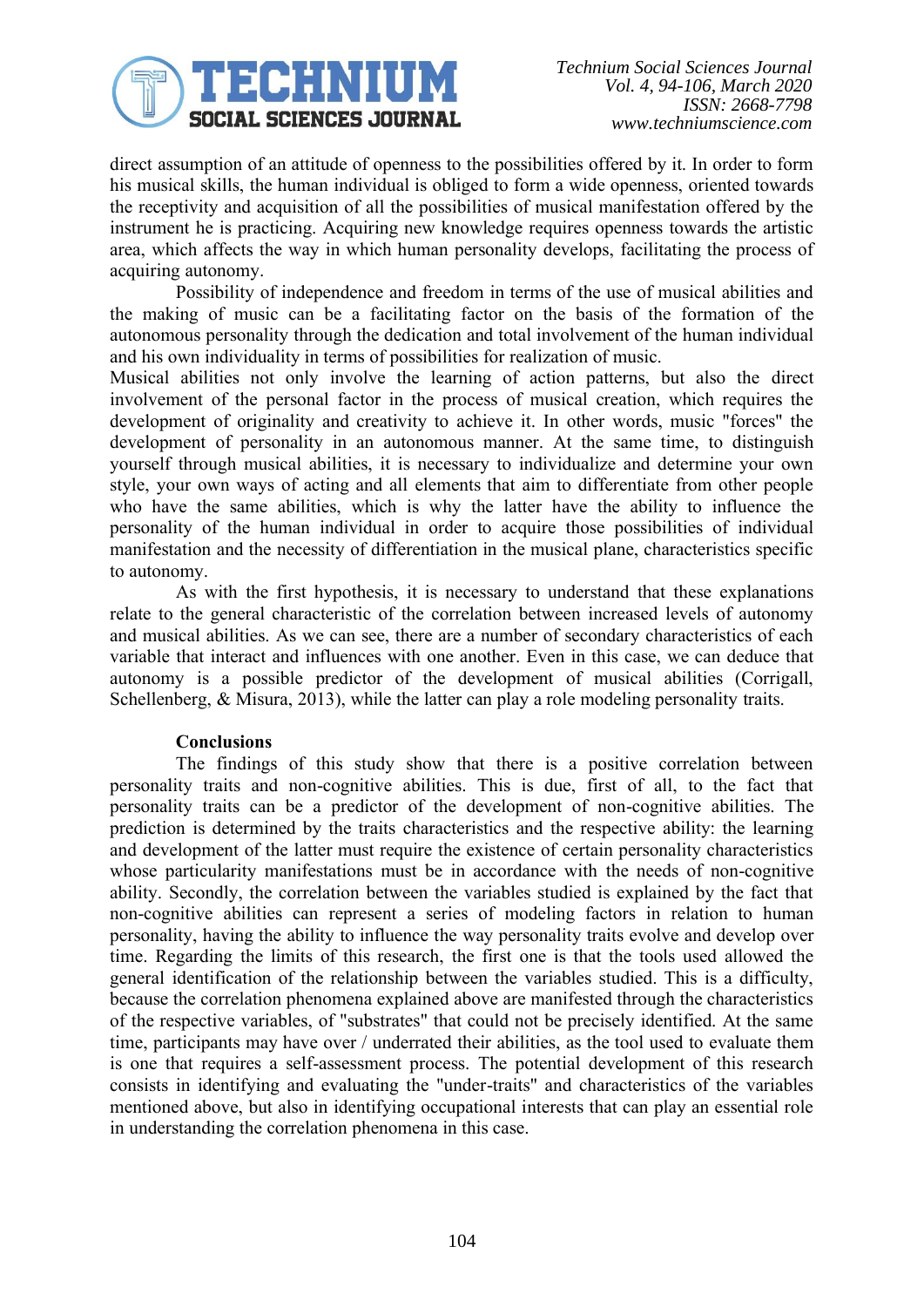direct assumption of an attitude of openness to the possibilities offered by it. In order to form his musical skills, the human individual is obliged to form a wide openness, oriented towards the receptivity and acquisition of all the possibilities of musical manifestation offered by the instrument he is practicing. Acquiring new knowledge requires openness towards the artistic area, which affects the way in which human personality develops, facilitating the process of acquiring autonomy.

Possibility of independence and freedom in terms of the use of musical abilities and the making of music can be a facilitating factor on the basis of the formation of the autonomous personality through the dedication and total involvement of the human individual and his own individuality in terms of possibilities for realization of music.

Musical abilities not only involve the learning of action patterns, but also the direct involvement of the personal factor in the process of musical creation, which requires the development of originality and creativity to achieve it. In other words, music "forces" the development of personality in an autonomous manner. At the same time, to distinguish yourself through musical abilities, it is necessary to individualize and determine your own style, your own ways of acting and all elements that aim to differentiate from other people who have the same abilities, which is why the latter have the ability to influence the personality of the human individual in order to acquire those possibilities of individual manifestation and the necessity of differentiation in the musical plane, characteristics specific to autonomy.

As with the first hypothesis, it is necessary to understand that these explanations relate to the general characteristic of the correlation between increased levels of autonomy and musical abilities. As we can see, there are a number of secondary characteristics of each variable that interact and influences with one another. Even in this case, we can deduce that autonomy is a possible predictor of the development of musical abilities (Corrigall, Schellenberg, & Misura, 2013), while the latter can play a role modeling personality traits.

## Conclusions

The findings of this study show that there is a positive correlation between personality traits and non-cognitive abilities. This is due, first of all, to the fact that personality traits can be a predictor of the development of non-cognitive abilities. The prediction is determined by the traits characteristics and the respective ability: the learning and development of the latter must require the existence of certain personality characteristics whose particularity manifestations must be in accordance with the needs of non-cognitive ability. Secondly, the correlation between the variables studied is explained by the fact that non-cognitive abilities can represent a series of modeling factors in relation to human personality, having the ability to influence the way personality traits evolve and develop over time. Regarding the limits of this research, the first one is that the tools used allowed the general identification of the relationship between the variables studied. This is a difficulty, because the correlation phenomena explained above are manifested through the characteristics of the respective variables, of "substrates" that could not be precisely identified. At the same time, participants may have over / underrated their abilities, as the tool used to evaluate them is one that requires a self-assessment process. The potential development of this research consists in identifying and evaluating the "under-traits" and characteristics of the variables mentioned above, but also in identifying occupational interests that can play an essential role in understanding the correlation phenomena in this case.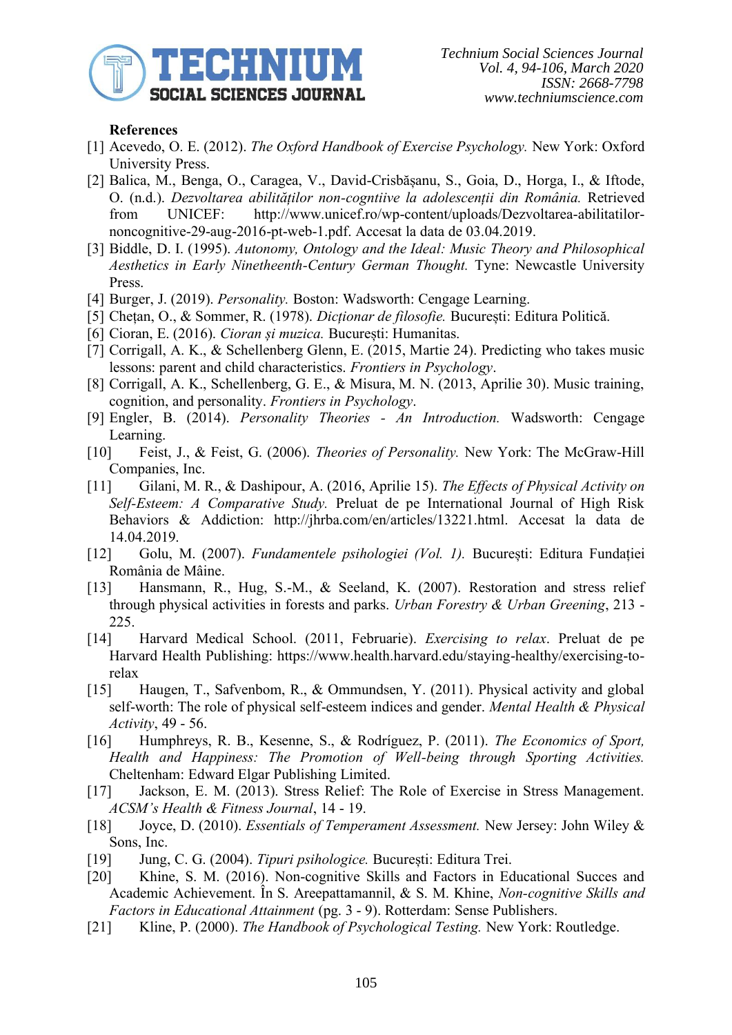**References**

[1] Acevedo, O. E. (2012). *The Oxford Handbook of Exercise Psychology.* New York: Oxford University Press.

[2] Balica, M., Benga, O., Caragea, V., David-Crisbășanu, S., Goia, D., Horga, I., & Iftode, O. (n.d.). *Dezvoltarea abilităților non-cogntiive la adolescenții din România.* Retrieved from UNICEF: http://www.unicef.ro/wp-content/uploads/Dezvoltarea-abilitatilor-noncognitive-29-aug-2016-pt-web-1.pdf. Accesat la data de 03.04.2019.

[3] Biddle, D. I. (1995). *Autonomy, Ontology and the Ideal: Music Theory and Philosophical Aesthetics in Early Ninetheenth-Century German Thought.* Tyne: Newcastle University Press.

[4] Burger, J. (2019). *Personality.* Boston: Wadsworth: Cengage Learning.

[5] Chețan, O., & Sommer, R. (1978). *Dicționar de filosofie.* București: Editura Politică.

[6] Cioran, E. (2016). *Cioran și muzica.* București: Humanitas.

[7] Corrigall, A. K., & Schellenberg Glenn, E. (2015, Martie 24). Predicting who takes music lessons: parent and child characteristics. *Frontiers in Psychology*.

[8] Corrigall, A. K., Schellenberg, G. E., & Misura, M. N. (2013, Aprilie 30). Music training, cognition, and personality. *Frontiers in Psychology*.

[9] Engler, B. (2014). *Personality Theories - An Introduction.* Wadsworth: Cengage Learning.

[10] Feist, J., & Feist, G. (2006). *Theories of Personality.* New York: The McGraw-Hill Companies, Inc.

[11] Gilani, M. R., & Dashipour, A. (2016, Aprilie 15). *The Effects of Physical Activity on Self-Esteem: A Comparative Study.* Preluat de pe International Journal of High Risk Behaviors & Addiction: http://jhrba.com/en/articles/13221.html. Accesat la data de 14.04.2019.

[12] Golu, M. (2007). *Fundamentele psihologiei (Vol. 1).* București: Editura Fundației România de Mâine.

[13] Hansmann, R., Hug, S.-M., & Seeland, K. (2007). Restoration and stress relief through physical activities in forests and parks. *Urban Forestry & Urban Greening*, 213 - 225.

[14] Harvard Medical School. (2011, Februarie). *Exercising to relax*. Preluat de pe Harvard Health Publishing: https://www.health.harvard.edu/staying-healthy/exercising-to-relax

[15] Haugen, T., Safvenbom, R., & Ommundsen, Y. (2011). Physical activity and global self-worth: The role of physical self-esteem indices and gender. *Mental Health & Physical Activity*, 49 - 56.

[16] Humphreys, R. B., Kesenne, S., & Rodríguez, P. (2011). *The Economics of Sport, Health and Happiness: The Promotion of Well-being through Sporting Activities.* Cheltenham: Edward Elgar Publishing Limited.

[17] Jackson, E. M. (2013). Stress Relief: The Role of Exercise in Stress Management. *ACSM's Health & Fitness Journal*, 14 - 19.

[18] Joyce, D. (2010). *Essentials of Temperament Assessment.* New Jersey: John Wiley & Sons, Inc.

[19] Jung, C. G. (2004). *Tipuri psihologice.* București: Editura Trei.

[20] Khine, S. M. (2016). Non-cognitive Skills and Factors in Educational Succes and Academic Achievement. În S. Areepattamannil, & S. M. Khine, *Non-cognitive Skills and Factors in Educational Attainment* (pg. 3 - 9). Rotterdam: Sense Publishers.

[21] Kline, P. (2000). *The Handbook of Psychological Testing.* New York: Routledge.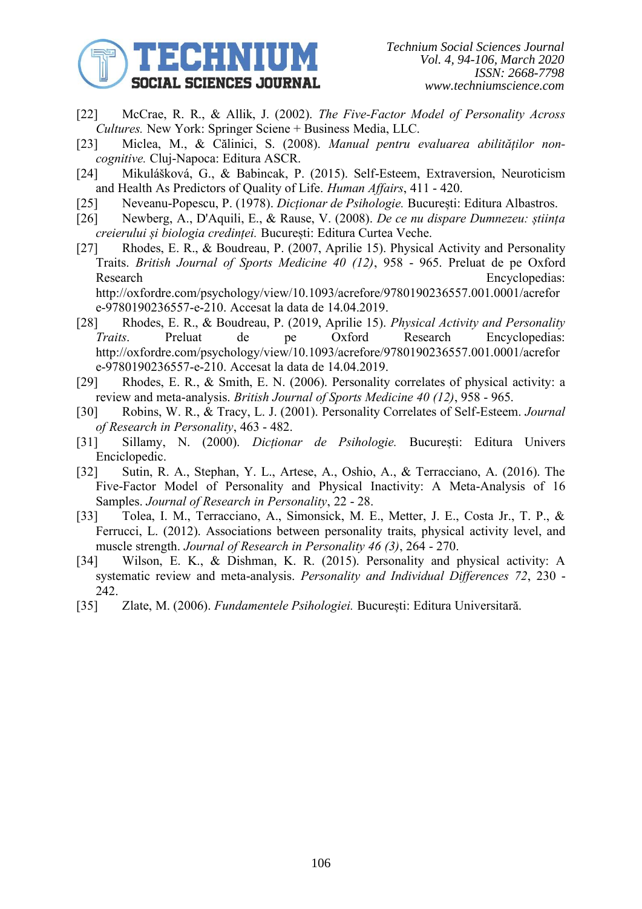[22] McCrae, R. R., & Allik, J. (2002). *The Five-Factor Model of Personality Across Cultures.* New York: Springer Sciene + Business Media, LLC.

[23] Miclea, M., & Călinici, S. (2008). *Manual pentru evaluarea abilităților non-cognitive.* Cluj-Napoca: Editura ASCR.

[24] Mikulášková, G., & Babincak, P. (2015). Self-Esteem, Extraversion, Neuroticism and Health As Predictors of Quality of Life. *Human Affairs*, 411 - 420.

[25] Neveanu-Popescu, P. (1978). *Dicționar de Psihologie.* București: Editura Albastros.

[26] Newberg, A., D'Aquili, E., & Rause, V. (2008). *De ce nu dispare Dumnezeu: știința creierului și biologia credinței.* București: Editura Curtea Veche.

[27] Rhodes, E. R., & Boudreau, P. (2007, Aprilie 15). Physical Activity and Personality Traits. *British Journal of Sports Medicine 40 (12)*, 958 - 965. Preluat de pe Oxford Research Encyclopedias: http://oxfordre.com/psychology/view/10.1093/acrefore/9780190236557.001.0001/acrefore-9780190236557-e-210. Accesat la data de 14.04.2019.

[28] Rhodes, E. R., & Boudreau, P. (2019, Aprilie 15). *Physical Activity and Personality Traits*. Preluat de pe Oxford Research Encyclopedias: http://oxfordre.com/psychology/view/10.1093/acrefore/9780190236557.001.0001/acrefore-9780190236557-e-210. Accesat la data de 14.04.2019.

[29] Rhodes, E. R., & Smith, E. N. (2006). Personality correlates of physical activity: a review and meta-analysis. *British Journal of Sports Medicine 40 (12)*, 958 - 965.

[30] Robins, W. R., & Tracy, L. J. (2001). Personality Correlates of Self-Esteem. *Journal of Research in Personality*, 463 - 482.

[31] Sillamy, N. (2000). *Dicționar de Psihologie.* București: Editura Univers Enciclopedic.

[32] Sutin, R. A., Stephan, Y. L., Artese, A., Oshio, A., & Terracciano, A. (2016). The Five-Factor Model of Personality and Physical Inactivity: A Meta-Analysis of 16 Samples. *Journal of Research in Personality*, 22 - 28.

[33] Tolea, I. M., Terracciano, A., Simonsick, M. E., Metter, J. E., Costa Jr., T. P., & Ferrucci, L. (2012). Associations between personality traits, physical activity level, and muscle strength. *Journal of Research in Personality 46 (3)*, 264 - 270.

[34] Wilson, E. K., & Dishman, K. R. (2015). Personality and physical activity: A systematic review and meta-analysis. *Personality and Individual Differences 72*, 230 - 242.

[35] Zlate, M. (2006). *Fundamentele Psihologiei.* București: Editura Universitară.